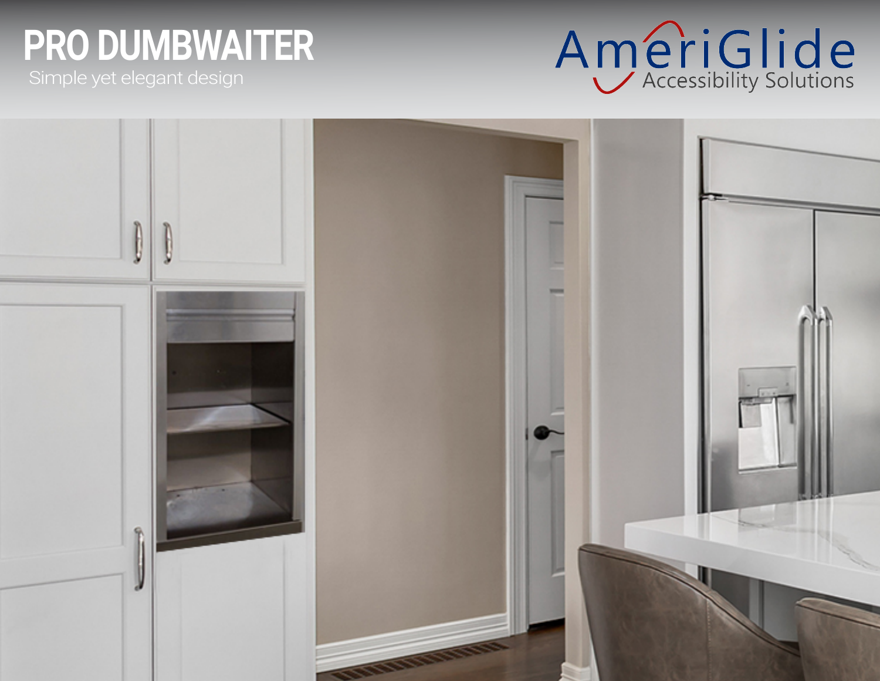# PRO DUMBWAITER

Simple yet elegant design

AmeriGlide
Accessibility Solutions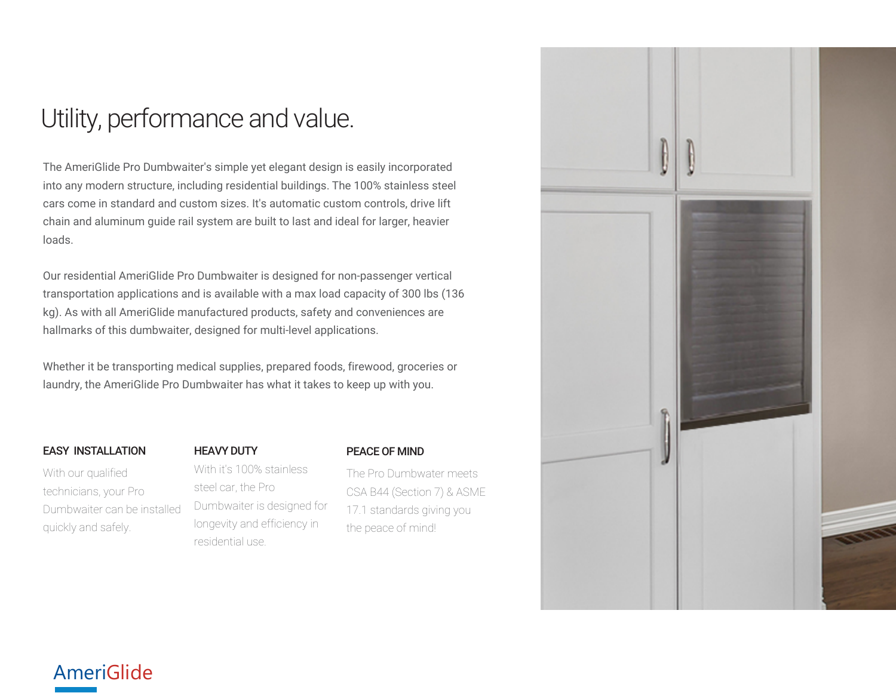# Utility, performance and value.

The AmeriGlide Pro Dumbwaiter's simple yet elegant design is easily incorporated into any modern structure, including residential buildings. The 100% stainless steel cars come in standard and custom sizes. It's automatic custom controls, drive lift chain and aluminum guide rail system are built to last and ideal for larger, heavier loads.

Our residential AmeriGlide Pro Dumbwaiter is designed for non-passenger vertical transportation applications and is available with a max load capacity of 300 lbs (136 kg). As with all AmeriGlide manufactured products, safety and conveniences are hallmarks of this dumbwaiter, designed for multi-level applications.

Whether it be transporting medical supplies, prepared foods, firewood, groceries or laundry, the AmeriGlide Pro Dumbwaiter has what it takes to keep up with you.

### EASY INSTALLATION

With our qualified technicians, your Pro Dumbwaiter can be installed quickly and safely.

### HEAVY DUTY

With it's 100% stainless steel car, the Pro Dumbwaiter is designed for longevity and efficiency in residential use.

### PEACE OF MIND

The Pro Dumbwater meets CSA B44 (Section 7) & ASME 17.1 standards giving you the peace of mind!

AmeriGlide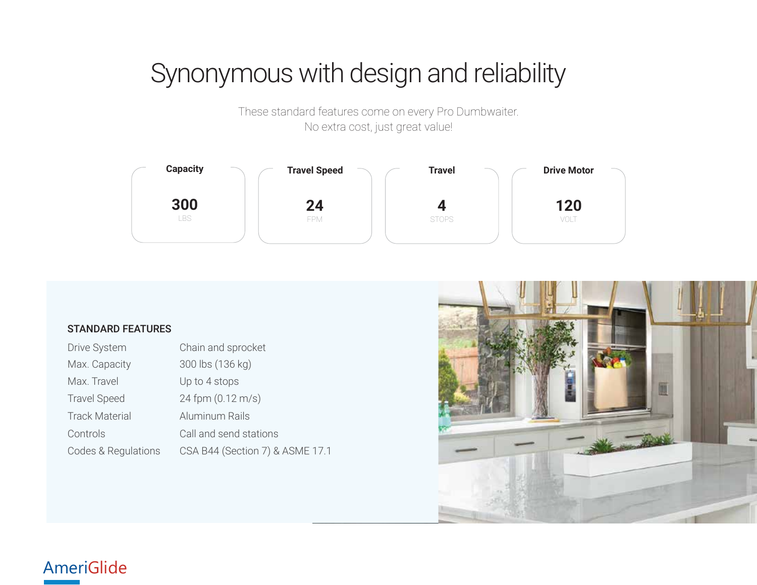# Synonymous with design and reliability

These standard features come on every Pro Dumbwaiter.
No extra cost, just great value!

| Capacity | Travel Speed | Travel | Drive Motor |
|---|---|---|---|
| **300** LBS | **24** FPM | **4** STOPS | **120** VOLT |

## STANDARD FEATURES

| | |
|---|---|
| Drive System | Chain and sprocket |
| Max. Capacity | 300 lbs (136 kg) |
| Max. Travel | Up to 4 stops |
| Travel Speed | 24 fpm (0.12 m/s) |
| Track Material | Aluminum Rails |
| Controls | Call and send stations |
| Codes & Regulations | CSA B44 (Section 7) & ASME 17.1 |

AmeriGlide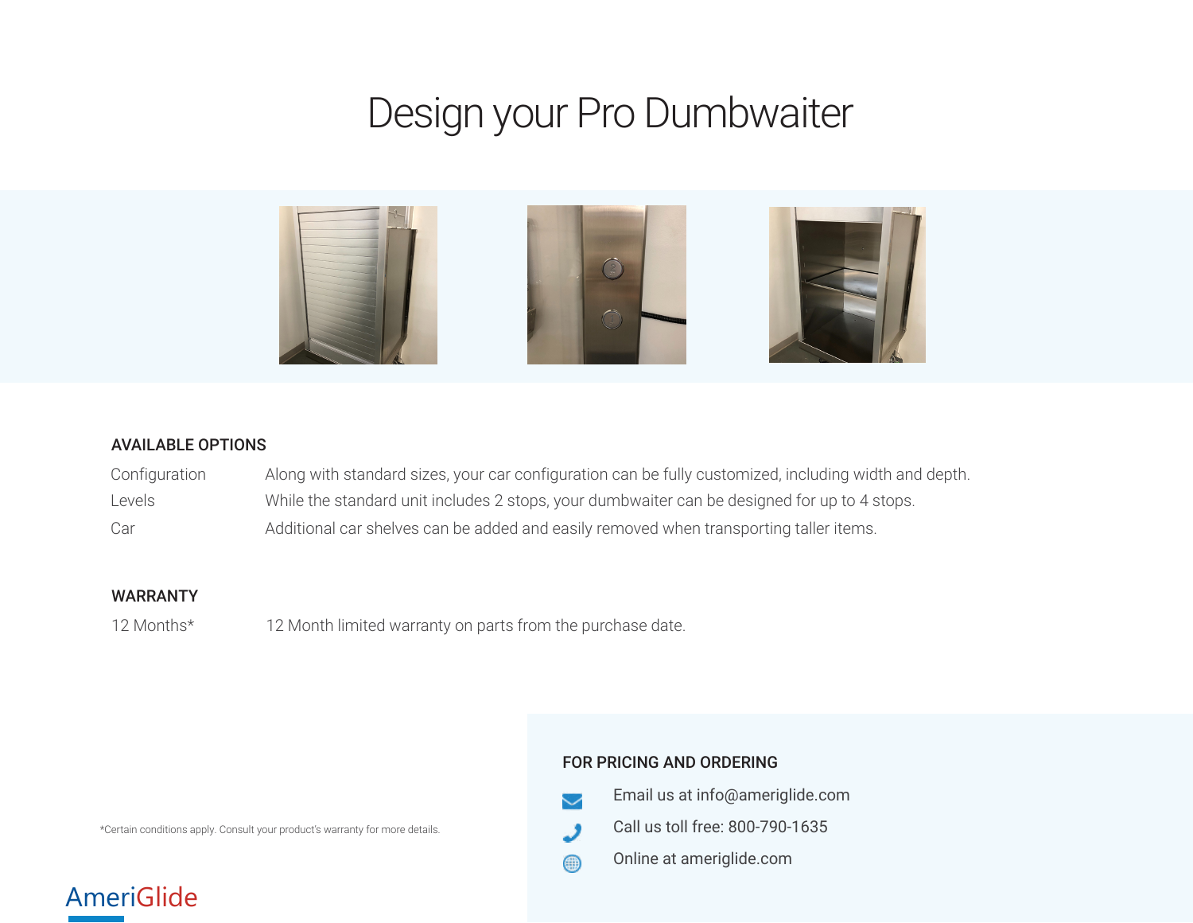# Design your Pro Dumbwaiter

## AVAILABLE OPTIONS

| | |
|---|---|
| Configuration | Along with standard sizes, your car configuration can be fully customized, including width and depth. |
| Levels | While the standard unit includes 2 stops, your dumbwaiter can be designed for up to 4 stops. |
| Car | Additional car shelves can be added and easily removed when transporting taller items. |

## WARRANTY

| | |
|---|---|
| 12 Months* | 12 Month limited warranty on parts from the purchase date. |

*Certain conditions apply. Consult your product's warranty for more details.

## FOR PRICING AND ORDERING

- Email us at info@ameriglide.com
- Call us toll free: 800-790-1635
- Online at ameriglide.com

AmeriGlide